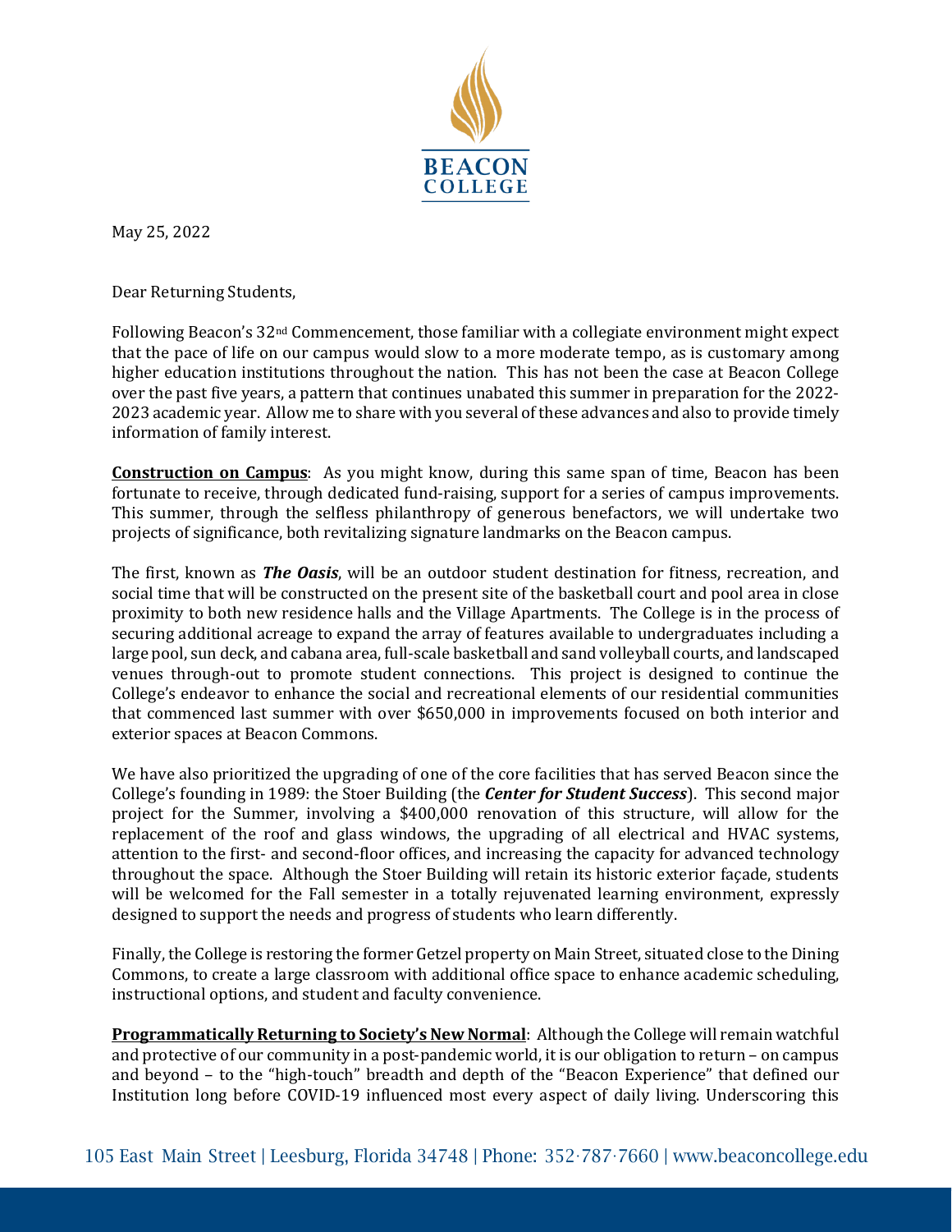BEACON COLLEGE

May 25, 2022

Dear Returning Students,

Following Beacon's 32nd Commencement, those familiar with a collegiate environment might expect that the pace of life on our campus would slow to a more moderate tempo, as is customary among higher education institutions throughout the nation. This has not been the case at Beacon College over the past five years, a pattern that continues unabated this summer in preparation for the 2022-2023 academic year. Allow me to share with you several of these advances and also to provide timely information of family interest.

**Construction on Campus**: As you might know, during this same span of time, Beacon has been fortunate to receive, through dedicated fund-raising, support for a series of campus improvements. This summer, through the selfless philanthropy of generous benefactors, we will undertake two projects of significance, both revitalizing signature landmarks on the Beacon campus.

The first, known as ***The Oasis***, will be an outdoor student destination for fitness, recreation, and social time that will be constructed on the present site of the basketball court and pool area in close proximity to both new residence halls and the Village Apartments. The College is in the process of securing additional acreage to expand the array of features available to undergraduates including a large pool, sun deck, and cabana area, full-scale basketball and sand volleyball courts, and landscaped venues through-out to promote student connections. This project is designed to continue the College's endeavor to enhance the social and recreational elements of our residential communities that commenced last summer with over $650,000 in improvements focused on both interior and exterior spaces at Beacon Commons.

We have also prioritized the upgrading of one of the core facilities that has served Beacon since the College's founding in 1989: the Stoer Building (the ***Center for Student Success***). This second major project for the Summer, involving a $400,000 renovation of this structure, will allow for the replacement of the roof and glass windows, the upgrading of all electrical and HVAC systems, attention to the first- and second-floor offices, and increasing the capacity for advanced technology throughout the space. Although the Stoer Building will retain its historic exterior façade, students will be welcomed for the Fall semester in a totally rejuvenated learning environment, expressly designed to support the needs and progress of students who learn differently.

Finally, the College is restoring the former Getzel property on Main Street, situated close to the Dining Commons, to create a large classroom with additional office space to enhance academic scheduling, instructional options, and student and faculty convenience.

**Programmatically Returning to Society's New Normal**: Although the College will remain watchful and protective of our community in a post-pandemic world, it is our obligation to return – on campus and beyond – to the "high-touch" breadth and depth of the "Beacon Experience" that defined our Institution long before COVID-19 influenced most every aspect of daily living. Underscoring this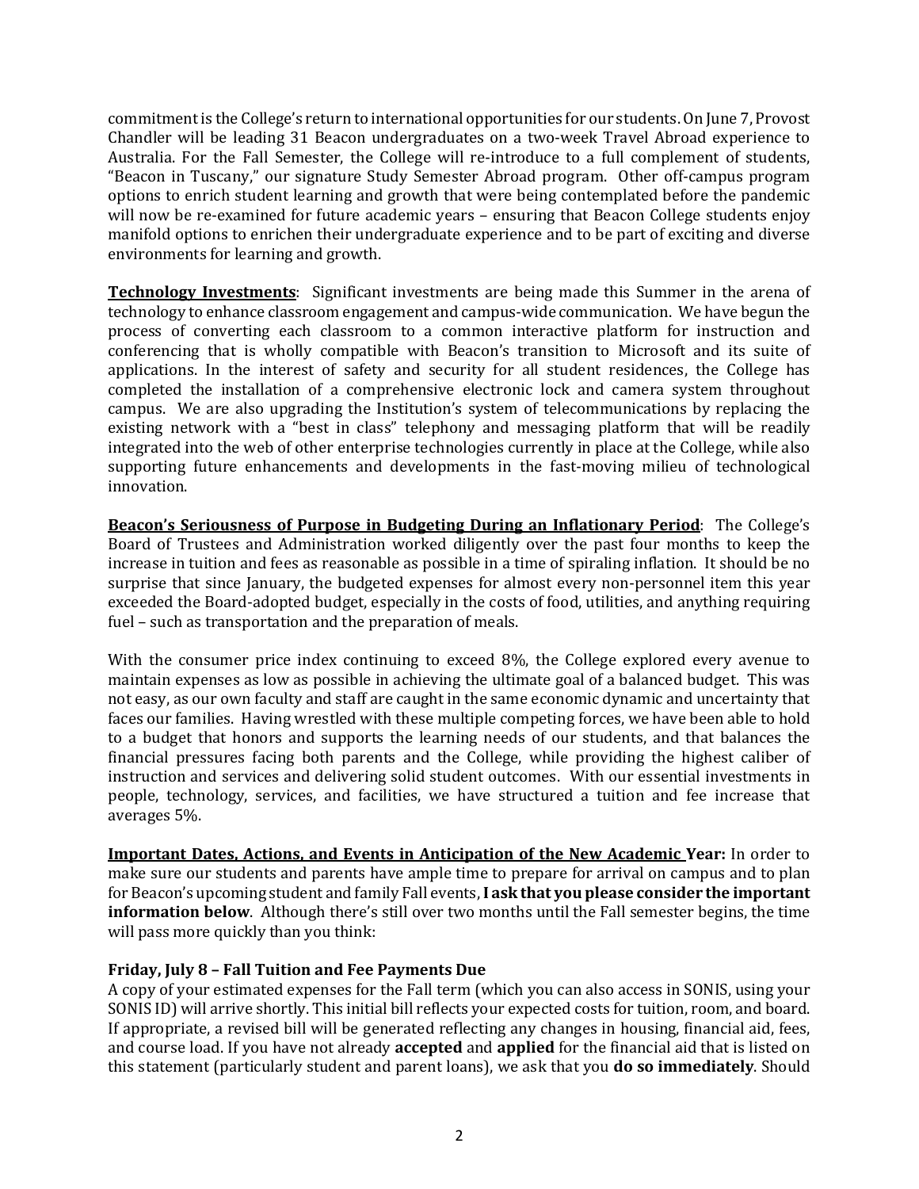commitment is the College's return to international opportunities for our students. On June 7, Provost Chandler will be leading 31 Beacon undergraduates on a two-week Travel Abroad experience to Australia. For the Fall Semester, the College will re-introduce to a full complement of students, "Beacon in Tuscany," our signature Study Semester Abroad program. Other off-campus program options to enrich student learning and growth that were being contemplated before the pandemic will now be re-examined for future academic years – ensuring that Beacon College students enjoy manifold options to enrichen their undergraduate experience and to be part of exciting and diverse environments for learning and growth.

**<u>Technology Investments</u>**: Significant investments are being made this Summer in the arena of technology to enhance classroom engagement and campus-wide communication. We have begun the process of converting each classroom to a common interactive platform for instruction and conferencing that is wholly compatible with Beacon's transition to Microsoft and its suite of applications. In the interest of safety and security for all student residences, the College has completed the installation of a comprehensive electronic lock and camera system throughout campus. We are also upgrading the Institution's system of telecommunications by replacing the existing network with a "best in class" telephony and messaging platform that will be readily integrated into the web of other enterprise technologies currently in place at the College, while also supporting future enhancements and developments in the fast-moving milieu of technological innovation.

**<u>Beacon's Seriousness of Purpose in Budgeting During an Inflationary Period</u>**: The College's Board of Trustees and Administration worked diligently over the past four months to keep the increase in tuition and fees as reasonable as possible in a time of spiraling inflation. It should be no surprise that since January, the budgeted expenses for almost every non-personnel item this year exceeded the Board-adopted budget, especially in the costs of food, utilities, and anything requiring fuel – such as transportation and the preparation of meals.

With the consumer price index continuing to exceed 8%, the College explored every avenue to maintain expenses as low as possible in achieving the ultimate goal of a balanced budget. This was not easy, as our own faculty and staff are caught in the same economic dynamic and uncertainty that faces our families. Having wrestled with these multiple competing forces, we have been able to hold to a budget that honors and supports the learning needs of our students, and that balances the financial pressures facing both parents and the College, while providing the highest caliber of instruction and services and delivering solid student outcomes. With our essential investments in people, technology, services, and facilities, we have structured a tuition and fee increase that averages 5%.

**<u>Important Dates, Actions, and Events in Anticipation of the New Academic Year:</u>** In order to make sure our students and parents have ample time to prepare for arrival on campus and to plan for Beacon's upcoming student and family Fall events, **I ask that you please consider the important information below**. Although there's still over two months until the Fall semester begins, the time will pass more quickly than you think:

**Friday, July 8 – Fall Tuition and Fee Payments Due**

A copy of your estimated expenses for the Fall term (which you can also access in SONIS, using your SONIS ID) will arrive shortly. This initial bill reflects your expected costs for tuition, room, and board. If appropriate, a revised bill will be generated reflecting any changes in housing, financial aid, fees, and course load. If you have not already **accepted** and **applied** for the financial aid that is listed on this statement (particularly student and parent loans), we ask that you **do so immediately**. Should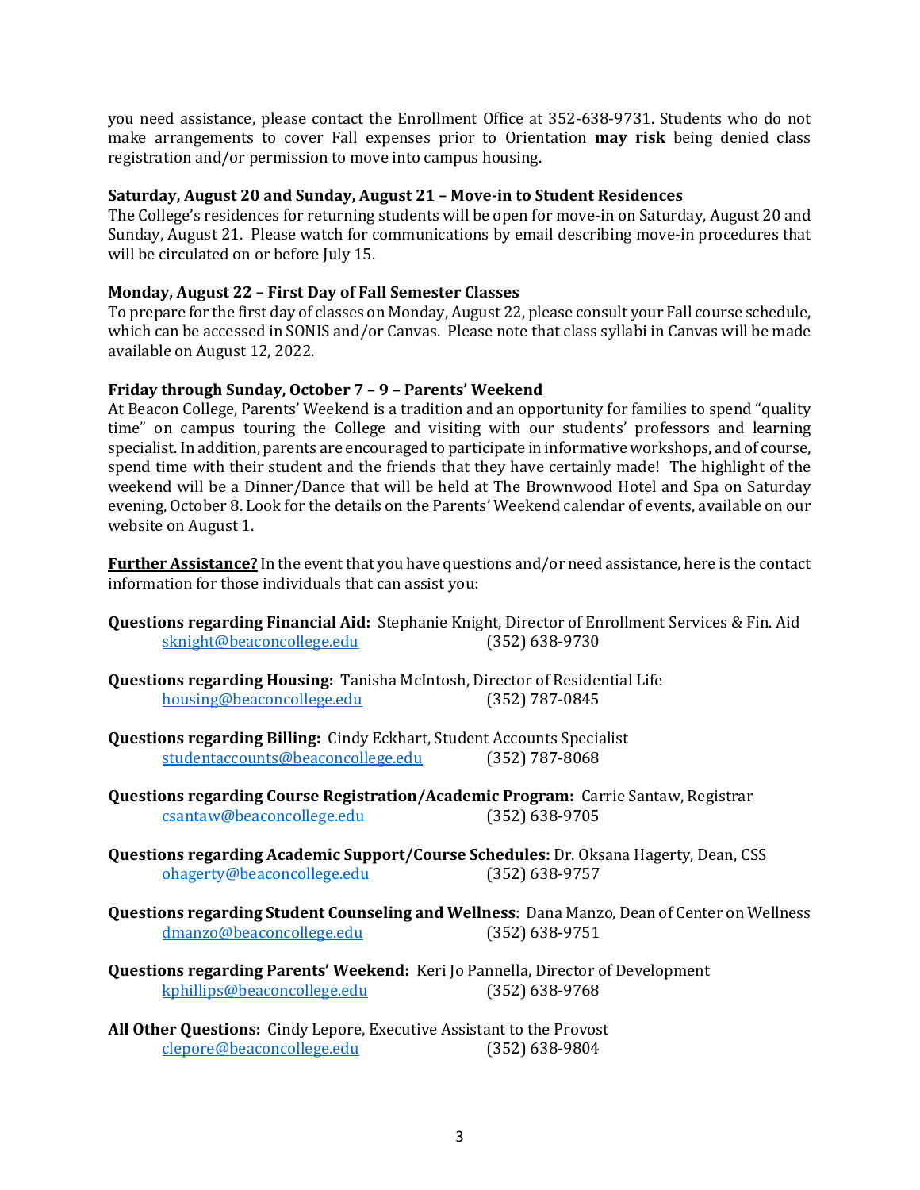you need assistance, please contact the Enrollment Office at 352-638-9731. Students who do not make arrangements to cover Fall expenses prior to Orientation **may risk** being denied class registration and/or permission to move into campus housing.

**Saturday, August 20 and Sunday, August 21 – Move-in to Student Residences**
The College's residences for returning students will be open for move-in on Saturday, August 20 and Sunday, August 21. Please watch for communications by email describing move-in procedures that will be circulated on or before July 15.

**Monday, August 22 – First Day of Fall Semester Classes**
To prepare for the first day of classes on Monday, August 22, please consult your Fall course schedule, which can be accessed in SONIS and/or Canvas. Please note that class syllabi in Canvas will be made available on August 12, 2022.

**Friday through Sunday, October 7 – 9 – Parents' Weekend**
At Beacon College, Parents' Weekend is a tradition and an opportunity for families to spend "quality time" on campus touring the College and visiting with our students' professors and learning specialist. In addition, parents are encouraged to participate in informative workshops, and of course, spend time with their student and the friends that they have certainly made! The highlight of the weekend will be a Dinner/Dance that will be held at The Brownwood Hotel and Spa on Saturday evening, October 8. Look for the details on the Parents' Weekend calendar of events, available on our website on August 1.

**Further Assistance?** In the event that you have questions and/or need assistance, here is the contact information for those individuals that can assist you:

**Questions regarding Financial Aid:** Stephanie Knight, Director of Enrollment Services & Fin. Aid
sknight@beaconcollege.edu (352) 638-9730

**Questions regarding Housing:** Tanisha McIntosh, Director of Residential Life
housing@beaconcollege.edu (352) 787-0845

**Questions regarding Billing:** Cindy Eckhart, Student Accounts Specialist
studentaccounts@beaconcollege.edu (352) 787-8068

**Questions regarding Course Registration/Academic Program:** Carrie Santaw, Registrar
csantaw@beaconcollege.edu (352) 638-9705

**Questions regarding Academic Support/Course Schedules:** Dr. Oksana Hagerty, Dean, CSS
ohagerty@beaconcollege.edu (352) 638-9757

**Questions regarding Student Counseling and Wellness**: Dana Manzo, Dean of Center on Wellness
dmanzo@beaconcollege.edu (352) 638-9751

**Questions regarding Parents' Weekend:** Keri Jo Pannella, Director of Development
kphillips@beaconcollege.edu (352) 638-9768

**All Other Questions:** Cindy Lepore, Executive Assistant to the Provost
clepore@beaconcollege.edu (352) 638-9804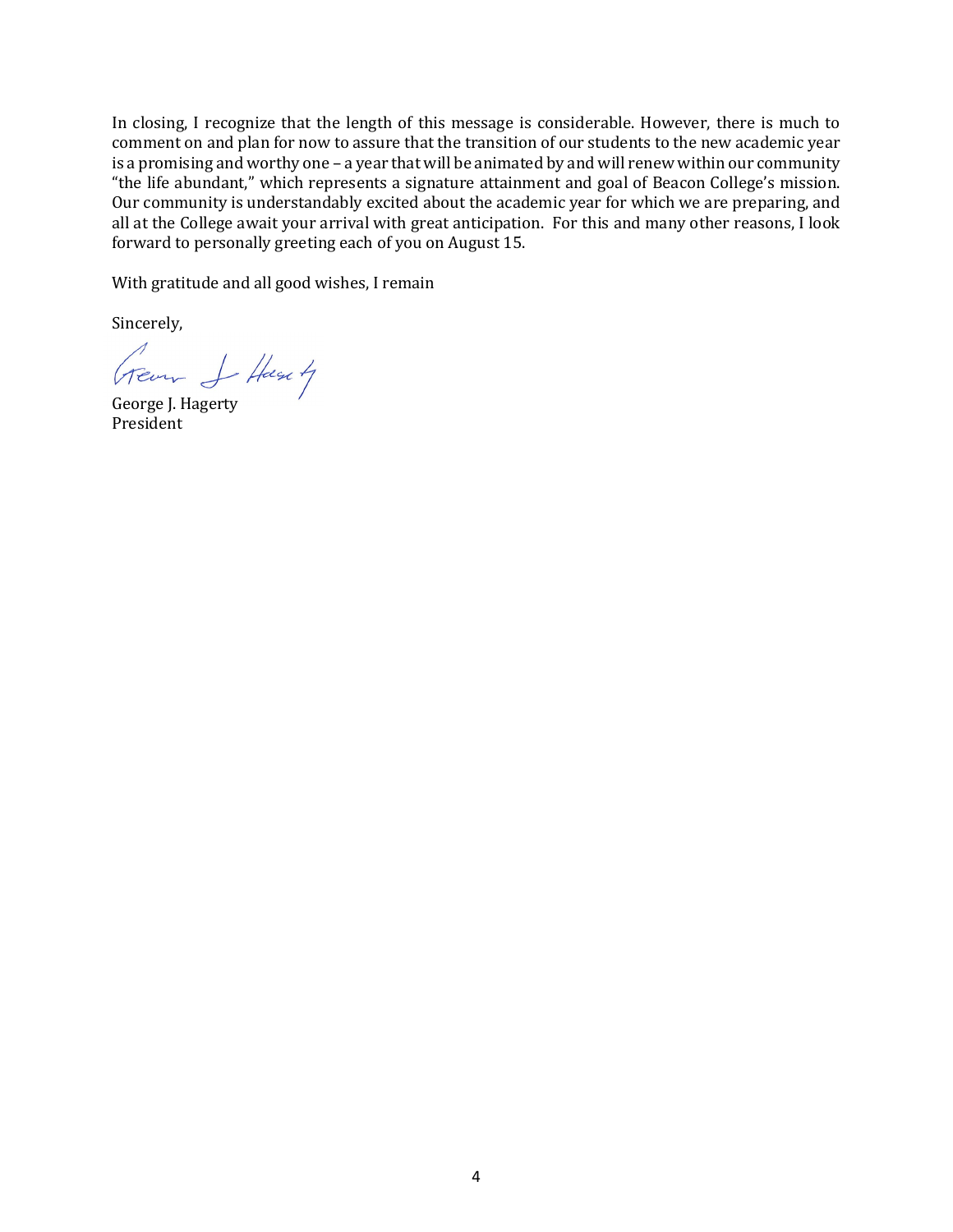In closing, I recognize that the length of this message is considerable. However, there is much to comment on and plan for now to assure that the transition of our students to the new academic year is a promising and worthy one – a year that will be animated by and will renew within our community "the life abundant," which represents a signature attainment and goal of Beacon College's mission. Our community is understandably excited about the academic year for which we are preparing, and all at the College await your arrival with great anticipation. For this and many other reasons, I look forward to personally greeting each of you on August 15.

With gratitude and all good wishes, I remain

Sincerely,

George J. Hagerty
President